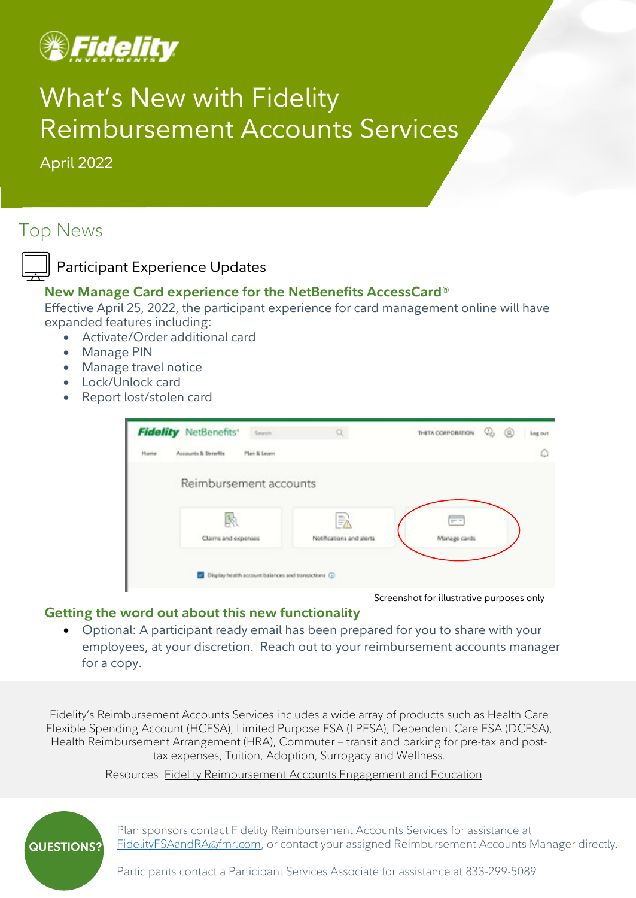# What's New with Fidelity Reimbursement Accounts Services

April 2022

## Top News

### Participant Experience Updates

**New Manage Card experience for the NetBenefits AccessCard®**

Effective April 25, 2022, the participant experience for card management online will have expanded features including:

- Activate/Order additional card
- Manage PIN
- Manage travel notice
- Lock/Unlock card
- Report lost/stolen card

Screenshot for illustrative purposes only

**Getting the word out about this new functionality**

- Optional: A participant ready email has been prepared for you to share with your employees, at your discretion. Reach out to your reimbursement accounts manager for a copy.

Fidelity's Reimbursement Accounts Services includes a wide array of products such as Health Care Flexible Spending Account (HCFSA), Limited Purpose FSA (LPFSA), Dependent Care FSA (DCFSA), Health Reimbursement Arrangement (HRA), Commuter – transit and parking for pre-tax and post-tax expenses, Tuition, Adoption, Surrogacy and Wellness.

Resources: Fidelity Reimbursement Accounts Engagement and Education

**QUESTIONS?**

Plan sponsors contact Fidelity Reimbursement Accounts Services for assistance at FidelityFSAandRA@fmr.com, or contact your assigned Reimbursement Accounts Manager directly.

Participants contact a Participant Services Associate for assistance at 833-299-5089.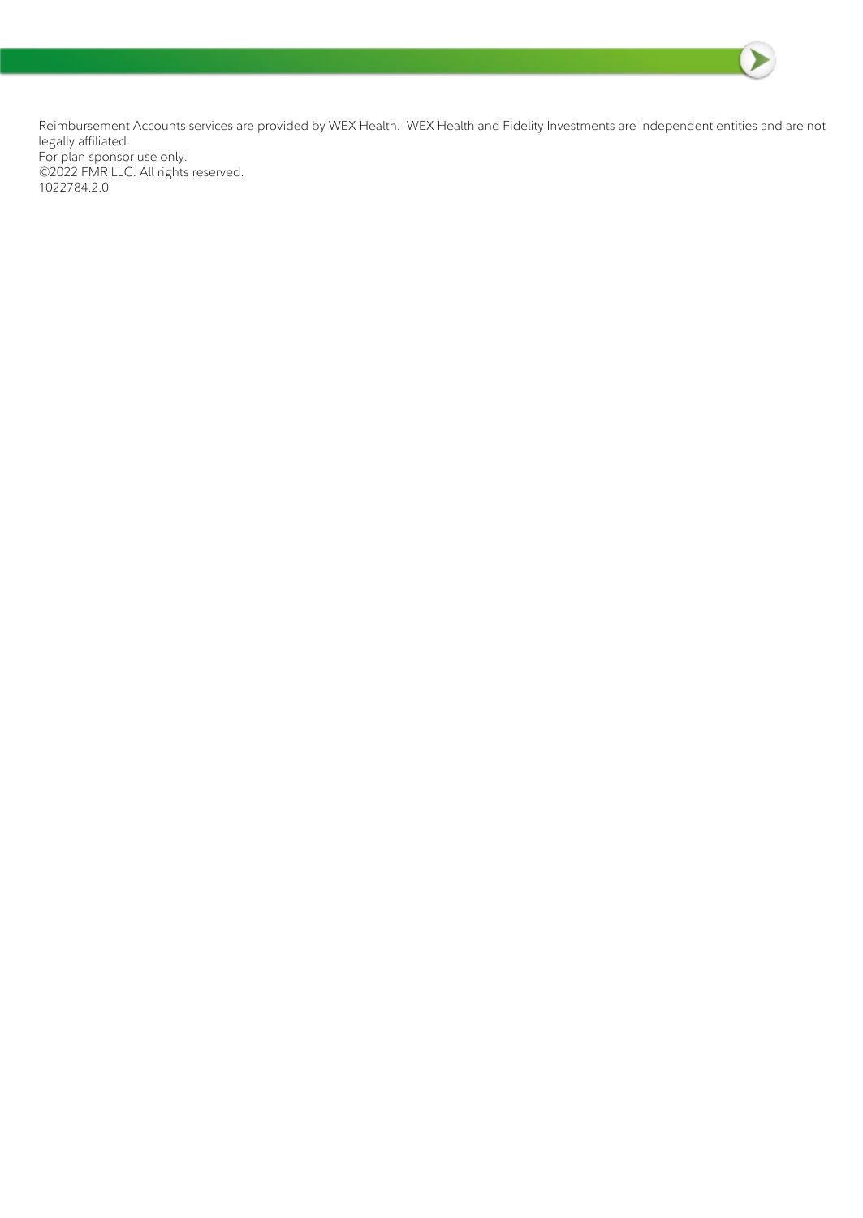Reimbursement Accounts services are provided by WEX Health. WEX Health and Fidelity Investments are independent entities and are not legally affiliated.

For plan sponsor use only.

©2022 FMR LLC. All rights reserved.

1022784.2.0